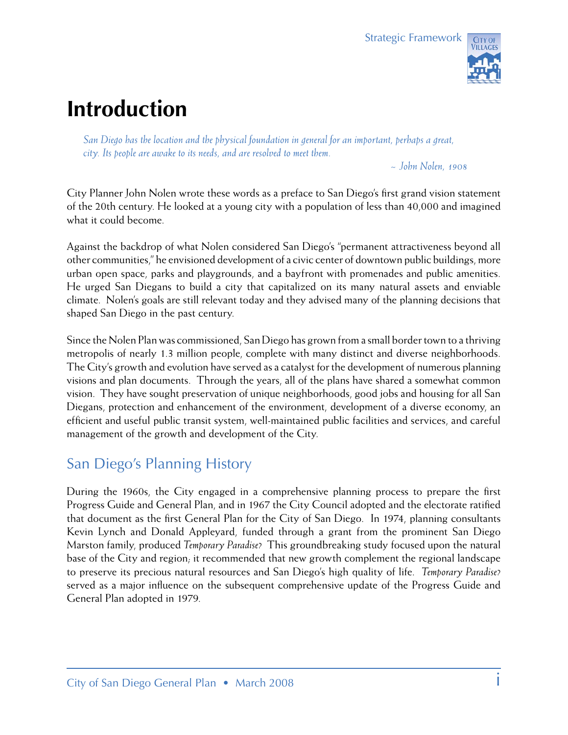# Introduction

> *San Diego has the location and the physical foundation in general for an important, perhaps a great, city. Its people are awake to its needs, and are resolved to meet them.*
>
> *~ John Nolen, 1908*

City Planner John Nolen wrote these words as a preface to San Diego's first grand vision statement of the 20th century. He looked at a young city with a population of less than 40,000 and imagined what it could become.

Against the backdrop of what Nolen considered San Diego's "permanent attractiveness beyond all other communities," he envisioned development of a civic center of downtown public buildings, more urban open space, parks and playgrounds, and a bayfront with promenades and public amenities. He urged San Diegans to build a city that capitalized on its many natural assets and enviable climate. Nolen's goals are still relevant today and they advised many of the planning decisions that shaped San Diego in the past century.

Since the Nolen Plan was commissioned, San Diego has grown from a small border town to a thriving metropolis of nearly 1.3 million people, complete with many distinct and diverse neighborhoods. The City's growth and evolution have served as a catalyst for the development of numerous planning visions and plan documents. Through the years, all of the plans have shared a somewhat common vision. They have sought preservation of unique neighborhoods, good jobs and housing for all San Diegans, protection and enhancement of the environment, development of a diverse economy, an efficient and useful public transit system, well-maintained public facilities and services, and careful management of the growth and development of the City.

## San Diego's Planning History

During the 1960s, the City engaged in a comprehensive planning process to prepare the first Progress Guide and General Plan, and in 1967 the City Council adopted and the electorate ratified that document as the first General Plan for the City of San Diego. In 1974, planning consultants Kevin Lynch and Donald Appleyard, funded through a grant from the prominent San Diego Marston family, produced *Temporary Paradise?* This groundbreaking study focused upon the natural base of the City and region; it recommended that new growth complement the regional landscape to preserve its precious natural resources and San Diego's high quality of life. *Temporary Paradise?* served as a major influence on the subsequent comprehensive update of the Progress Guide and General Plan adopted in 1979.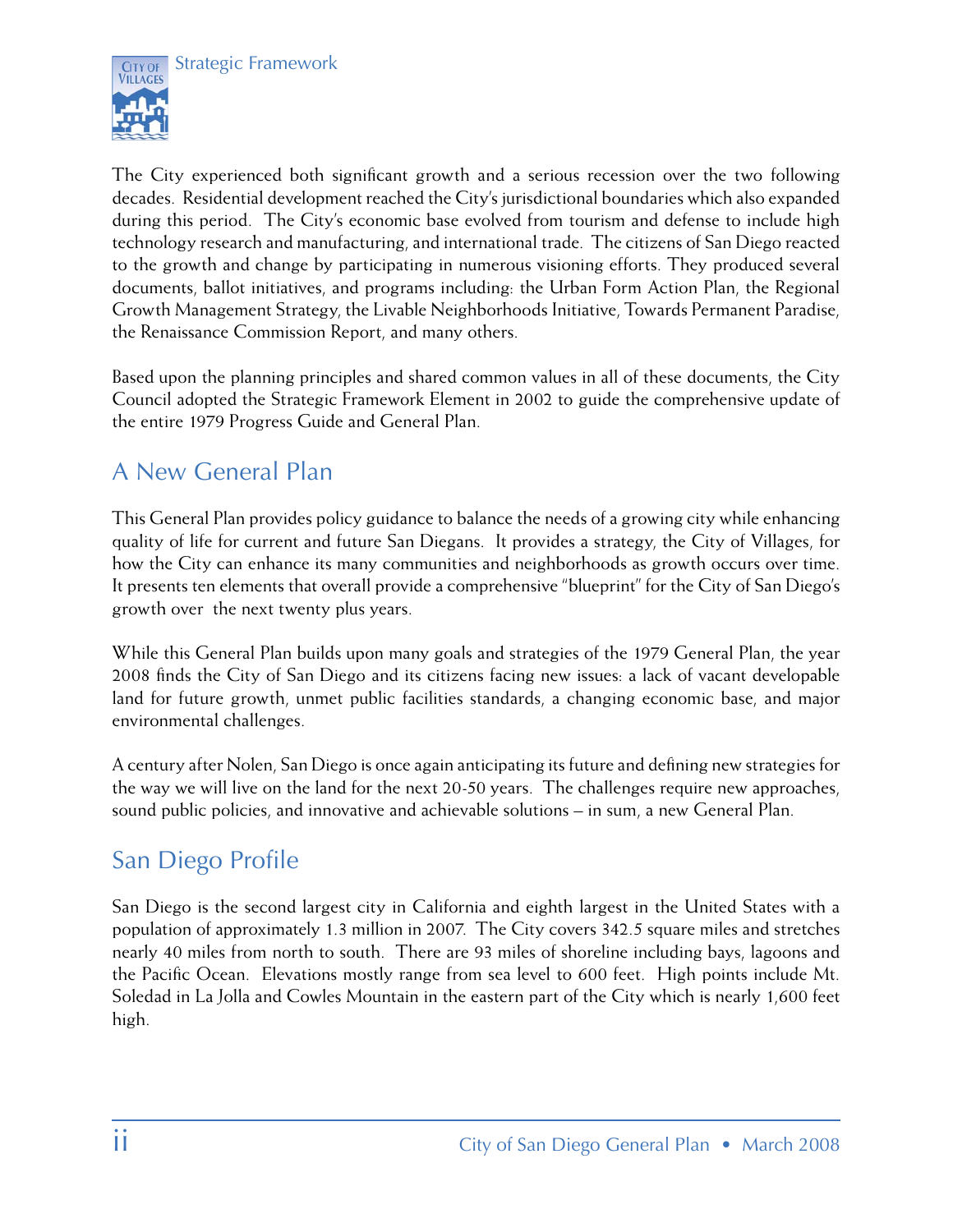The City experienced both significant growth and a serious recession over the two following decades. Residential development reached the City's jurisdictional boundaries which also expanded during this period. The City's economic base evolved from tourism and defense to include high technology research and manufacturing, and international trade. The citizens of San Diego reacted to the growth and change by participating in numerous visioning efforts. They produced several documents, ballot initiatives, and programs including: the Urban Form Action Plan, the Regional Growth Management Strategy, the Livable Neighborhoods Initiative, Towards Permanent Paradise, the Renaissance Commission Report, and many others.

Based upon the planning principles and shared common values in all of these documents, the City Council adopted the Strategic Framework Element in 2002 to guide the comprehensive update of the entire 1979 Progress Guide and General Plan.

## A New General Plan

This General Plan provides policy guidance to balance the needs of a growing city while enhancing quality of life for current and future San Diegans. It provides a strategy, the City of Villages, for how the City can enhance its many communities and neighborhoods as growth occurs over time. It presents ten elements that overall provide a comprehensive "blueprint" for the City of San Diego's growth over the next twenty plus years.

While this General Plan builds upon many goals and strategies of the 1979 General Plan, the year 2008 finds the City of San Diego and its citizens facing new issues: a lack of vacant developable land for future growth, unmet public facilities standards, a changing economic base, and major environmental challenges.

A century after Nolen, San Diego is once again anticipating its future and defining new strategies for the way we will live on the land for the next 20-50 years. The challenges require new approaches, sound public policies, and innovative and achievable solutions – in sum, a new General Plan.

## San Diego Profile

San Diego is the second largest city in California and eighth largest in the United States with a population of approximately 1.3 million in 2007. The City covers 342.5 square miles and stretches nearly 40 miles from north to south. There are 93 miles of shoreline including bays, lagoons and the Pacific Ocean. Elevations mostly range from sea level to 600 feet. High points include Mt. Soledad in La Jolla and Cowles Mountain in the eastern part of the City which is nearly 1,600 feet high.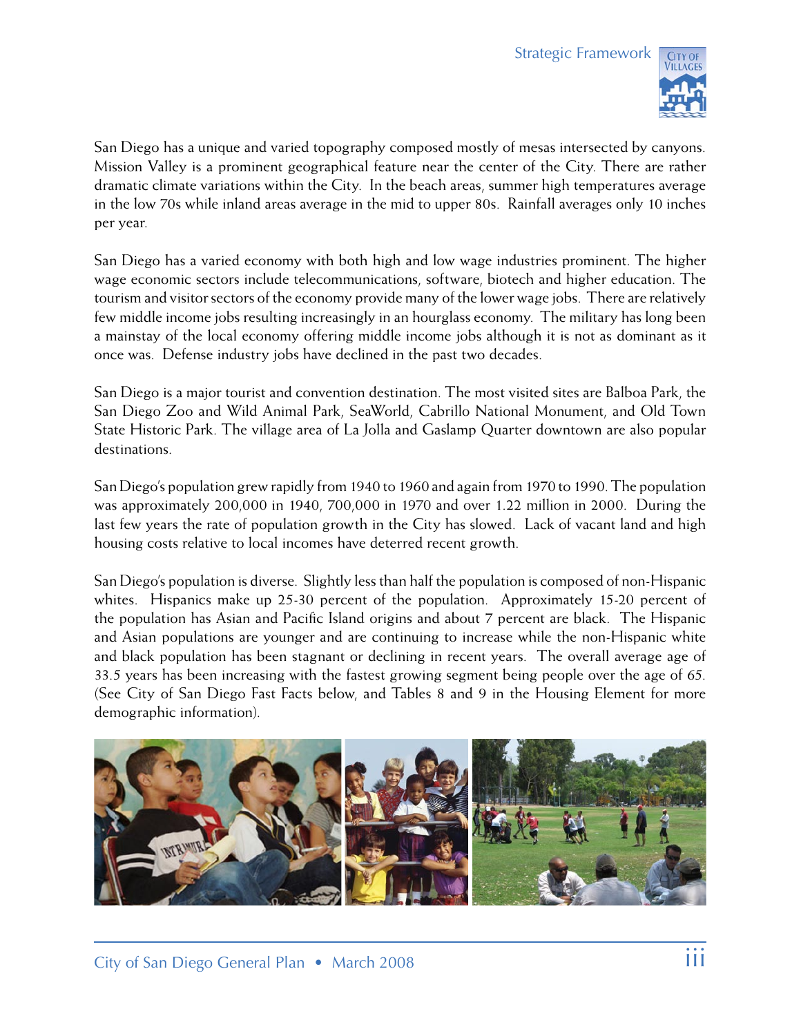San Diego has a unique and varied topography composed mostly of mesas intersected by canyons. Mission Valley is a prominent geographical feature near the center of the City. There are rather dramatic climate variations within the City. In the beach areas, summer high temperatures average in the low 70s while inland areas average in the mid to upper 80s. Rainfall averages only 10 inches per year.

San Diego has a varied economy with both high and low wage industries prominent. The higher wage economic sectors include telecommunications, software, biotech and higher education. The tourism and visitor sectors of the economy provide many of the lower wage jobs. There are relatively few middle income jobs resulting increasingly in an hourglass economy. The military has long been a mainstay of the local economy offering middle income jobs although it is not as dominant as it once was. Defense industry jobs have declined in the past two decades.

San Diego is a major tourist and convention destination. The most visited sites are Balboa Park, the San Diego Zoo and Wild Animal Park, SeaWorld, Cabrillo National Monument, and Old Town State Historic Park. The village area of La Jolla and Gaslamp Quarter downtown are also popular destinations.

San Diego's population grew rapidly from 1940 to 1960 and again from 1970 to 1990. The population was approximately 200,000 in 1940, 700,000 in 1970 and over 1.22 million in 2000. During the last few years the rate of population growth in the City has slowed. Lack of vacant land and high housing costs relative to local incomes have deterred recent growth.

San Diego's population is diverse. Slightly less than half the population is composed of non-Hispanic whites. Hispanics make up 25-30 percent of the population. Approximately 15-20 percent of the population has Asian and Pacific Island origins and about 7 percent are black. The Hispanic and Asian populations are younger and are continuing to increase while the non-Hispanic white and black population has been stagnant or declining in recent years. The overall average age of 33.5 years has been increasing with the fastest growing segment being people over the age of 65. (See City of San Diego Fast Facts below, and Tables 8 and 9 in the Housing Element for more demographic information).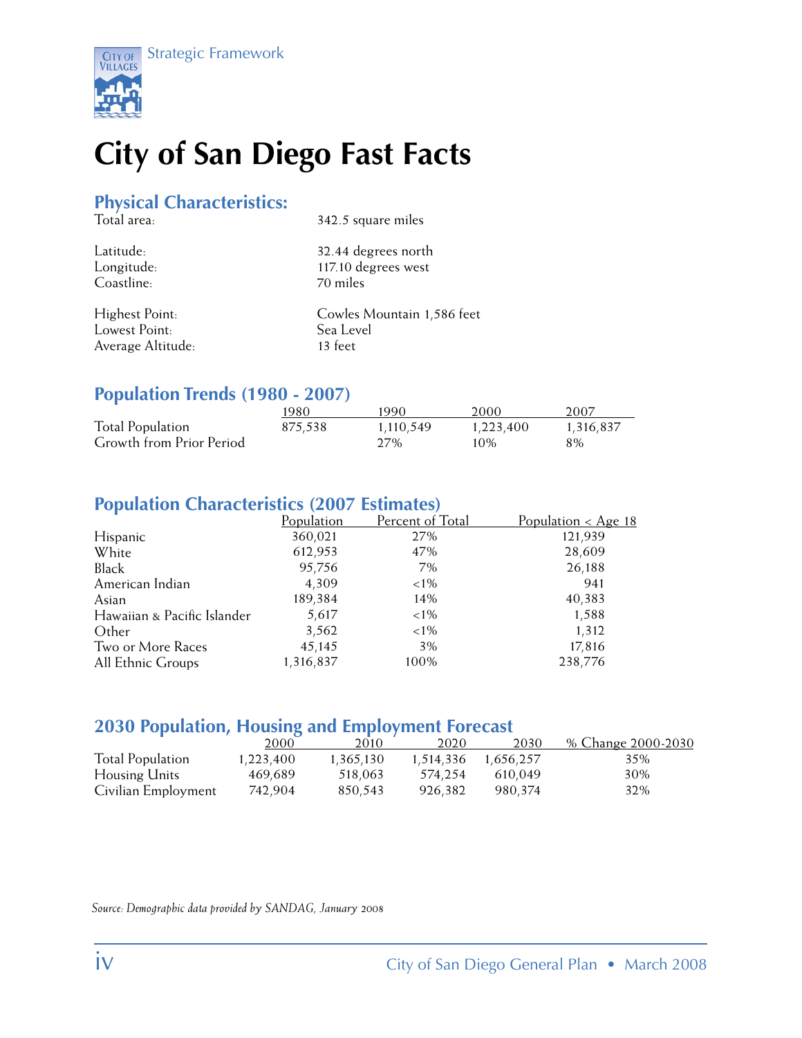Strategic Framework

# City of San Diego Fast Facts

## Physical Characteristics:

| | |
|---|---|
| Total area: | 342.5 square miles |
| Latitude: | 32.44 degrees north |
| Longitude: | 117.10 degrees west |
| Coastline: | 70 miles |
| Highest Point: | Cowles Mountain 1,586 feet |
| Lowest Point: | Sea Level |
| Average Altitude: | 13 feet |

## Population Trends (1980 - 2007)

| | 1980 | 1990 | 2000 | 2007 |
|---|---|---|---|---|
| Total Population | 875,538 | 1,110,549 | 1,223,400 | 1,316,837 |
| Growth from Prior Period | | 27% | 10% | 8% |

## Population Characteristics (2007 Estimates)

| | Population | Percent of Total | Population < Age 18 |
|---|---|---|---|
| Hispanic | 360,021 | 27% | 121,939 |
| White | 612,953 | 47% | 28,609 |
| Black | 95,756 | 7% | 26,188 |
| American Indian | 4,309 | <1% | 941 |
| Asian | 189,384 | 14% | 40,383 |
| Hawaiian & Pacific Islander | 5,617 | <1% | 1,588 |
| Other | 3,562 | <1% | 1,312 |
| Two or More Races | 45,145 | 3% | 17,816 |
| All Ethnic Groups | 1,316,837 | 100% | 238,776 |

## 2030 Population, Housing and Employment Forecast

| | 2000 | 2010 | 2020 | 2030 | % Change 2000-2030 |
|---|---|---|---|---|---|
| Total Population | 1,223,400 | 1,365,130 | 1,514,336 | 1,656,257 | 35% |
| Housing Units | 469,689 | 518,063 | 574,254 | 610,049 | 30% |
| Civilian Employment | 742,904 | 850,543 | 926,382 | 980,374 | 32% |

*Source: Demographic data provided by SANDAG, January 2008*